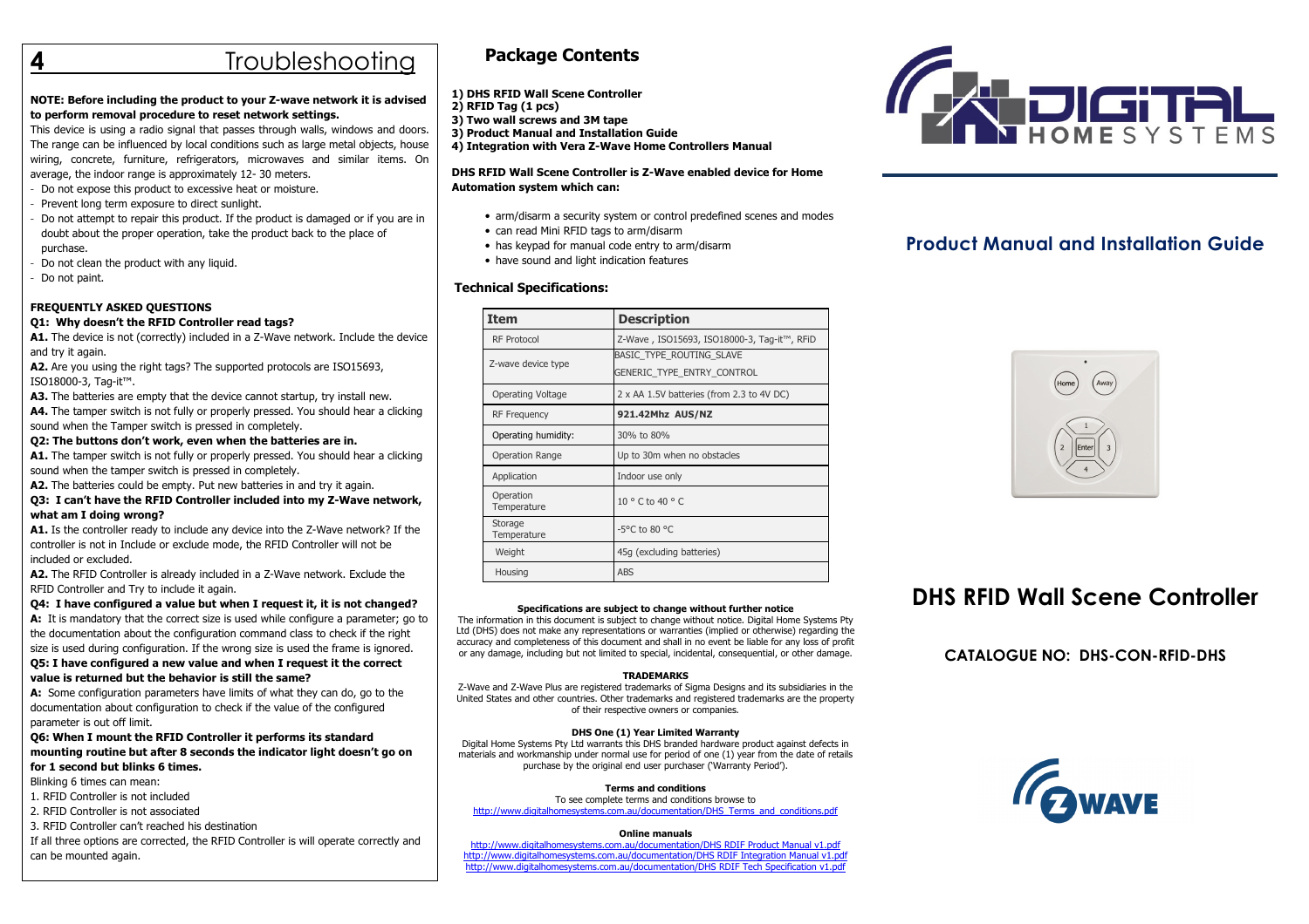# 4 Troubleshooting

**NOTE: Before including the product to your Z-wave network it is advised to perform removal procedure to reset network settings.**

This device is using a radio signal that passes through walls, windows and doors. The range can be influenced by local conditions such as large metal objects, house wiring, concrete, furniture, refrigerators, microwaves and similar items. On average, the indoor range is approximately 12- 30 meters.

- Do not expose this product to excessive heat or moisture.
- Prevent long term exposure to direct sunlight.
- Do not attempt to repair this product. If the product is damaged or if you are in doubt about the proper operation, take the product back to the place of purchase.
- Do not clean the product with any liquid.
- Do not paint.

**FREQUENTLY ASKED QUESTIONS**

**Q1: Why doesn't the RFID Controller read tags?**

**A1.** The device is not (correctly) included in a Z-Wave network. Include the device and try it again.

**A2.** Are you using the right tags? The supported protocols are ISO15693, ISO18000-3, Tag-it™.

**A3.** The batteries are empty that the device cannot startup, try install new.

**A4.** The tamper switch is not fully or properly pressed. You should hear a clicking sound when the Tamper switch is pressed in completely.

**Q2: The buttons don't work, even when the batteries are in.**

**A1.** The tamper switch is not fully or properly pressed. You should hear a clicking sound when the tamper switch is pressed in completely.

**A2.** The batteries could be empty. Put new batteries in and try it again.

**Q3: I can't have the RFID Controller included into my Z-Wave network, what am I doing wrong?**

**A1.** Is the controller ready to include any device into the Z-Wave network? If the controller is not in Include or exclude mode, the RFID Controller will not be included or excluded.

**A2.** The RFID Controller is already included in a Z-Wave network. Exclude the RFID Controller and Try to include it again.

**Q4: I have configured a value but when I request it, it is not changed?**

**A:** It is mandatory that the correct size is used while configure a parameter; go to the documentation about the configuration command class to check if the right size is used during configuration. If the wrong size is used the frame is ignored.

**Q5: I have configured a new value and when I request it the correct value is returned but the behavior is still the same?**

**A:** Some configuration parameters have limits of what they can do, go to the documentation about configuration to check if the value of the configured parameter is out off limit.

**Q6: When I mount the RFID Controller it performs its standard mounting routine but after 8 seconds the indicator light doesn't go on for 1 second but blinks 6 times.**

Blinking 6 times can mean:

1. RFID Controller is not included
2. RFID Controller is not associated
3. RFID Controller can't reached his destination

If all three options are corrected, the RFID Controller is will operate correctly and can be mounted again.

## Package Contents

**1) DHS RFID Wall Scene Controller**
**2) RFID Tag (1 pcs)**
**3) Two wall screws and 3M tape**
**3) Product Manual and Installation Guide**
**4) Integration with Vera Z-Wave Home Controllers Manual**

**DHS RFID Wall Scene Controller is Z-Wave enabled device for Home Automation system which can:**

- arm/disarm a security system or control predefined scenes and modes
- can read Mini RFID tags to arm/disarm
- has keypad for manual code entry to arm/disarm
- have sound and light indication features

**Technical Specifications:**

| Item | Description |
|---|---|
| RF Protocol | Z-Wave , ISO15693, ISO18000-3, Tag-it™, RFID |
| Z-wave device type | BASIC_TYPE_ROUTING_SLAVE<br>GENERIC_TYPE_ENTRY_CONTROL |
| Operating Voltage | 2 x AA 1.5V batteries (from 2.3 to 4V DC) |
| RF Frequency | **921.42Mhz AUS/NZ** |
| Operating humidity: | 30% to 80% |
| Operation Range | Up to 30m when no obstacles |
| Application | Indoor use only |
| Operation Temperature | 10 ° C to 40 ° C |
| Storage Temperature | -5°C to 80 °C |
| Weight | 45g (excluding batteries) |
| Housing | ABS |

**Specifications are subject to change without further notice**

The information in this document is subject to change without notice. Digital Home Systems Pty Ltd (DHS) does not make any representations or warranties (implied or otherwise) regarding the accuracy and completeness of this document and shall in no event be liable for any loss of profit or any damage, including but not limited to special, incidental, consequential, or other damage.

**TRADEMARKS**

Z-Wave and Z-Wave Plus are registered trademarks of Sigma Designs and its subsidiaries in the United States and other countries. Other trademarks and registered trademarks are the property of their respective owners or companies.

**DHS One (1) Year Limited Warranty**

Digital Home Systems Pty Ltd warrants this DHS branded hardware product against defects in materials and workmanship under normal use for period of one (1) year from the date of retails purchase by the original end user purchaser ('Warranty Period').

**Terms and conditions**

To see complete terms and conditions browse to
http://www.digitalhomesystems.com.au/documentation/DHS_Terms_and_conditions.pdf

**Online manuals**

http://www.digitalhomesystems.com.au/documentation/DHS RDIF Product Manual v1.pdf
http://www.digitalhomesystems.com.au/documentation/DHS RDIF Integration Manual v1.pdf
http://www.digitalhomesystems.com.au/documentation/DHS RDIF Tech Specification v1.pdf

DIGITAL HOME SYSTEMS

## Product Manual and Installation Guide

# DHS RFID Wall Scene Controller

### CATALOGUE NO: DHS-CON-RFID-DHS

Z WAVE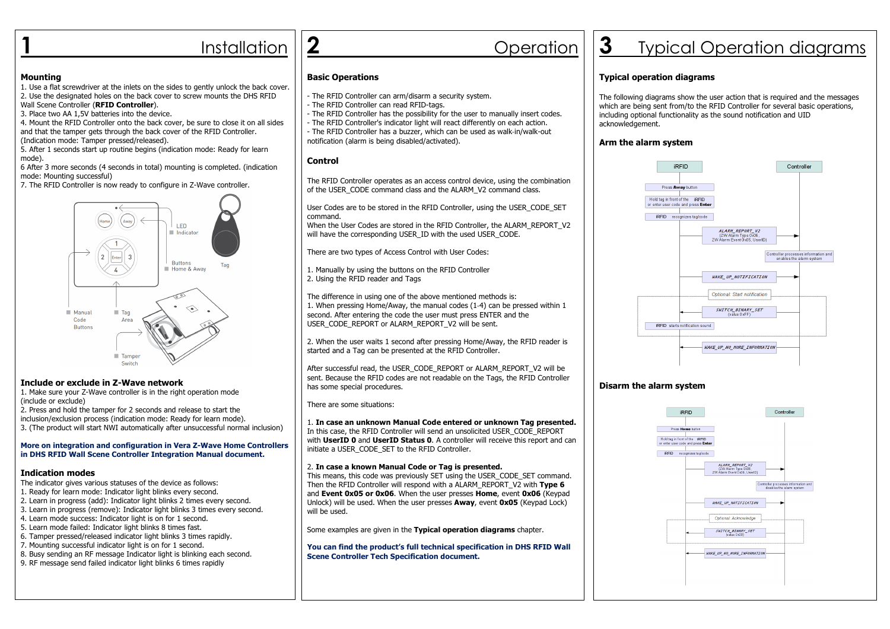# 1 Installation

## Mounting

1. Use a flat screwdriver at the inlets on the sides to gently unlock the back cover.
2. Use the designated holes on the back cover to screw mounts the DHS RFID Wall Scene Controller (**RFID Controller**).
3. Place two AA 1,5V batteries into the device.
4. Mount the RFID Controller onto the back cover, be sure to close it on all sides and that the tamper gets through the back cover of the RFID Controller. (Indication mode: Tamper pressed/released).
5. After 1 seconds start up routine begins (indication mode: Ready for learn mode).
6 After 3 more seconds (4 seconds in total) mounting is completed. (indication mode: Mounting successful)
7. The RFID Controller is now ready to configure in Z-Wave controller.

LED Indicator

Buttons Home & Away

Tag

Manual Code Buttons

Tag Area

Tamper Switch

## Include or exclude in Z-Wave network

1. Make sure your Z-Wave controller is in the right operation mode (include or exclude)
2. Press and hold the tamper for 2 seconds and release to start the inclusion/exclusion process (indication mode: Ready for learn mode).
3. (The product will start NWI automatically after unsuccessful normal inclusion)

**More on integration and configuration in Vera Z-Wave Home Controllers in DHS RFID Wall Scene Controller Integration Manual document.**

## Indication modes

The indicator gives various statuses of the device as follows:
1. Ready for learn mode: Indicator light blinks every second.
2. Learn in progress (add): Indicator light blinks 2 times every second.
3. Learn in progress (remove): Indicator light blinks 3 times every second.
4. Learn mode success: Indicator light is on for 1 second.
5. Learn mode failed: Indicator light blinks 8 times fast.
6. Tamper pressed/released indicator light blinks 3 times rapidly.
7. Mounting successful indicator light is on for 1 second.
8. Busy sending an RF message Indicator light is blinking each second.
9. RF message send failed indicator light blinks 6 times rapidly

# 2 Operation

## Basic Operations

- The RFID Controller can arm/disarm a security system.
- The RFID Controller can read RFID-tags.
- The RFID Controller has the possibility for the user to manually insert codes.
- The RFID Controller's indicator light will react differently on each action.
- The RFID Controller has a buzzer, which can be used as walk-in/walk-out notification (alarm is being disabled/activated).

## Control

The RFID Controller operates as an access control device, using the combination of the USER_CODE command class and the ALARM_V2 command class.

User Codes are to be stored in the RFID Controller, using the USER_CODE_SET command.
When the User Codes are stored in the RFID Controller, the ALARM_REPORT_V2 will have the corresponding USER_ID with the used USER_CODE.

There are two types of Access Control with User Codes:

1. Manually by using the buttons on the RFID Controller
2. Using the RFID reader and Tags

The difference in using one of the above mentioned methods is:
1. When pressing Home/Away, the manual codes (1-4) can be pressed within 1 second. After entering the code the user must press ENTER and the USER_CODE_REPORT or ALARM_REPORT_V2 will be sent.

2. When the user waits 1 second after pressing Home/Away, the RFID reader is started and a Tag can be presented at the RFID Controller.

After successful read, the USER_CODE_REPORT or ALARM_REPORT_V2 will be sent. Because the RFID codes are not readable on the Tags, the RFID Controller has some special procedures.

There are some situations:

1. **In case an unknown Manual Code entered or unknown Tag presented.**
In this case, the RFID Controller will send an unsolicited USER_CODE_REPORT with **UserID 0** and **UserID Status 0**. A controller will receive this report and can initiate a USER_CODE_SET to the RFID Controller.

2. **In case a known Manual Code or Tag is presented.**
This means, this code was previously SET using the USER_CODE_SET command. Then the RFID Controller will respond with a ALARM_REPORT_V2 with **Type 6** and **Event 0x05 or 0x06**. When the user presses **Home**, event **0x06** (Keypad Unlock) will be used. When the user presses **Away**, event **0x05** (Keypad Lock) will be used.

Some examples are given in the **Typical operation diagrams** chapter.

**You can find the product's full technical specification in DHS RFID Wall Scene Controller Tech Specification document.**

# 3 Typical Operation diagrams

## Typical operation diagrams

The following diagrams show the user action that is required and the messages which are being sent from/to the RFID Controller for several basic operations, including optional functionality as the sound notification and UID acknowledgement.

## Arm the alarm system

iRFID

Controller

Press **Away** button

Hold tag in front of the iRFID or enter user code and press **Enter**

iRFID recognizes tag/code

ALARM_REPORT_V2 (ZW Alarm Type 0x06, ZW Alarm Event 0x05, UserID)

Controller processes information and enables the alarm system

WAKE_UP_NOTIFICATION

Optional: Start notification

SWITCH_BINARY_SET (value 0xFF)

iRFID starts notification sound

WAKE_UP_NO_MORE_INFORMATION

## Disarm the alarm system

iRFID

Controller

Press **Home** button

Hold tag in front of the iRFID or enter user code and press **Enter**

iRFID recognizes tag/code

ALARM_REPORT_V2 (ZW Alarm Type 0x06, ZW Alarm Event 0x06, UserID)

Controller processes information and disables the alarm system

WAKE_UP_NOTIFICATION

Optional: Acknowledge

SWITCH_BINARY_SET (value 0x00)

WAKE_UP_NO_MORE_INFORMATION